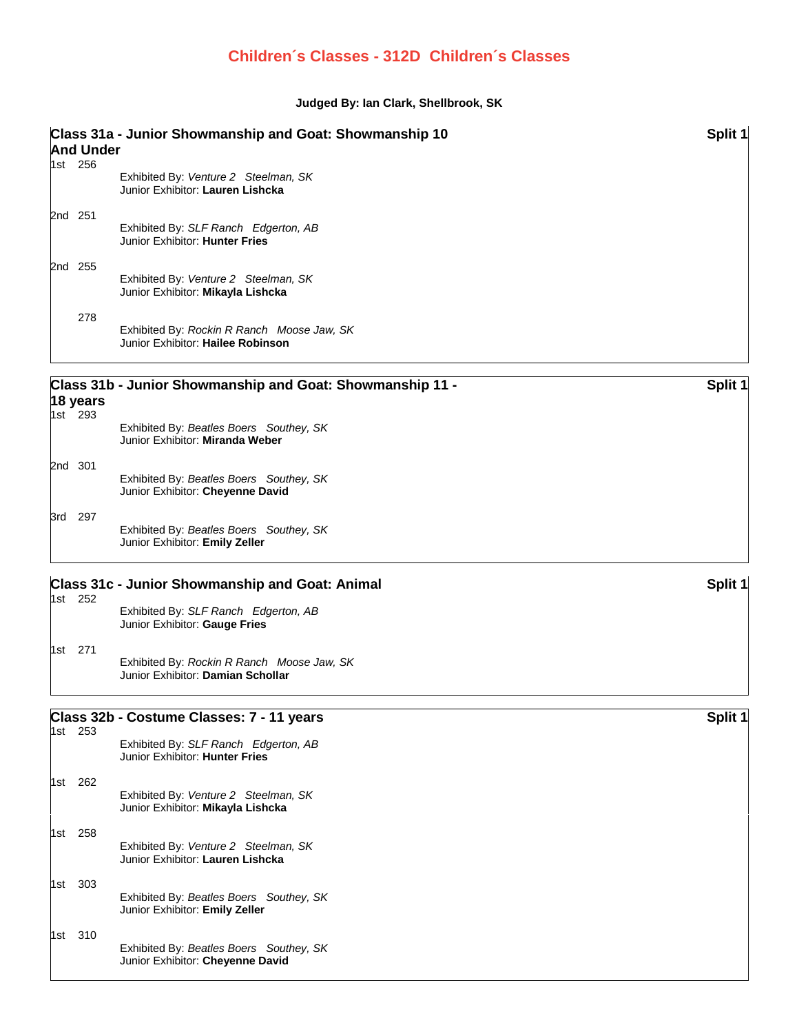# Children´s Classes - 312D Children´s Classes

**Judged By: Ian Clark, Shellbrook, SK**

## Class 31a - Junior Showmanship and Goat: Showmanship 10 And Under

**Split 1**

1st 256
Exhibited By: *Venture 2 Steelman, SK*
Junior Exhibitor: **Lauren Lishcka**

2nd 251
Exhibited By: *SLF Ranch Edgerton, AB*
Junior Exhibitor: **Hunter Fries**

2nd 255
Exhibited By: *Venture 2 Steelman, SK*
Junior Exhibitor: **Mikayla Lishcka**

278
Exhibited By: *Rockin R Ranch Moose Jaw, SK*
Junior Exhibitor: **Hailee Robinson**

## Class 31b - Junior Showmanship and Goat: Showmanship 11 - 18 years

**Split 1**

1st 293
Exhibited By: *Beatles Boers Southey, SK*
Junior Exhibitor: **Miranda Weber**

2nd 301
Exhibited By: *Beatles Boers Southey, SK*
Junior Exhibitor: **Cheyenne David**

3rd 297
Exhibited By: *Beatles Boers Southey, SK*
Junior Exhibitor: **Emily Zeller**

## Class 31c - Junior Showmanship and Goat: Animal

**Split 1**

1st 252
Exhibited By: *SLF Ranch Edgerton, AB*
Junior Exhibitor: **Gauge Fries**

1st 271
Exhibited By: *Rockin R Ranch Moose Jaw, SK*
Junior Exhibitor: **Damian Schollar**

## Class 32b - Costume Classes: 7 - 11 years

**Split 1**

1st 253
Exhibited By: *SLF Ranch Edgerton, AB*
Junior Exhibitor: **Hunter Fries**

1st 262
Exhibited By: *Venture 2 Steelman, SK*
Junior Exhibitor: **Mikayla Lishcka**

1st 258
Exhibited By: *Venture 2 Steelman, SK*
Junior Exhibitor: **Lauren Lishcka**

1st 303
Exhibited By: *Beatles Boers Southey, SK*
Junior Exhibitor: **Emily Zeller**

1st 310
Exhibited By: *Beatles Boers Southey, SK*
Junior Exhibitor: **Cheyenne David**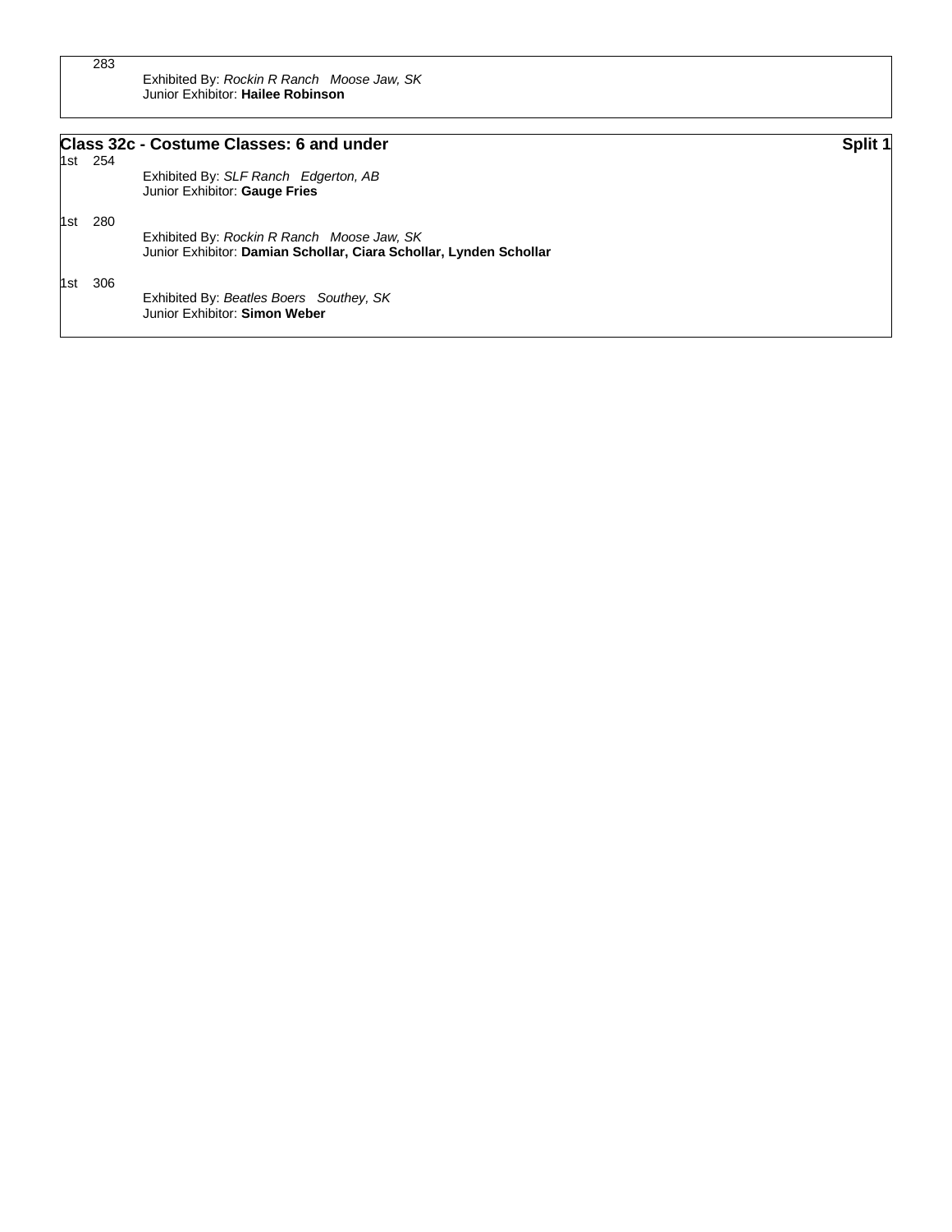283

Exhibited By: *Rockin R Ranch   Moose Jaw, SK*
Junior Exhibitor: **Hailee Robinson**

## Class 32c - Costume Classes: 6 and under — Split 1

1st 254

Exhibited By: *SLF Ranch   Edgerton, AB*
Junior Exhibitor: **Gauge Fries**

1st 280

Exhibited By: *Rockin R Ranch   Moose Jaw, SK*
Junior Exhibitor: **Damian Schollar, Ciara Schollar, Lynden Schollar**

1st 306

Exhibited By: *Beatles Boers   Southey, SK*
Junior Exhibitor: **Simon Weber**